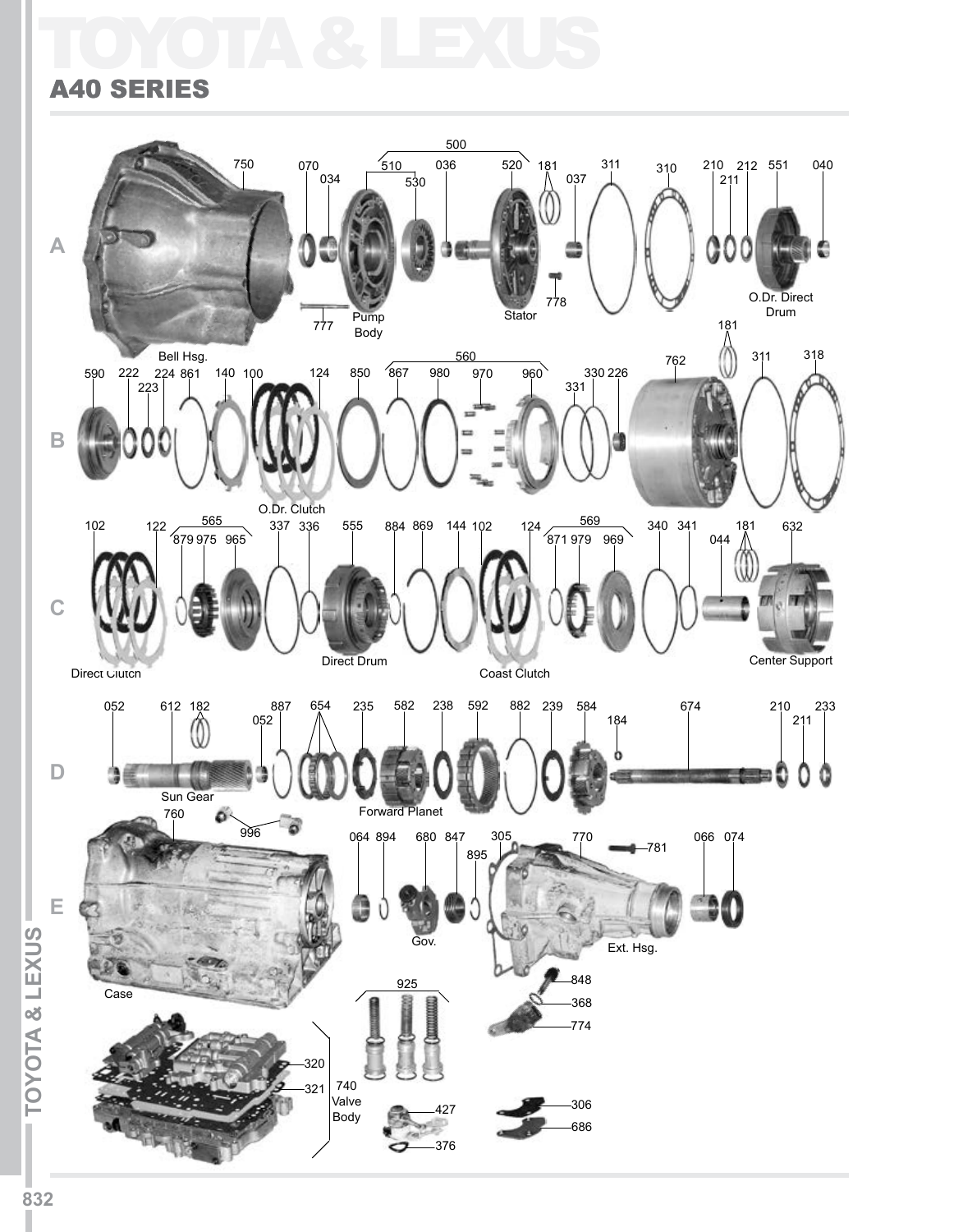# TOYOTA & LEXUS

## A40 SERIES

**A**

750 Bell Hsg. · 070 · 034 · 500 · 510 · 530 · 036 · 520 · 777 · Pump Body · Stator · 181 · 037 · 778 · 311 · 310 · 210 · 211 · 212 · 551 O.Dr. Direct Drum · 040

**B**

590 · 222 · 223 · 224 · 861 · 140 · 100 · 124 · O.Dr. Clutch · 850 · 560 · 867 · 980 · 970 · 960 · 331 · 330 · 226 · 762 · 181 · 311 · 318

**C**

102 · 122 · Direct Clutch · 565 · 879 · 975 · 965 · 337 · 336 · 555 Direct Drum · 884 · 869 · 144 · 102 · 124 · Coast Clutch · 569 · 871 · 979 · 969 · 340 · 341 · 044 · 181 · 632 Center Support

**D**

052 · 612 Sun Gear · 182 · 052 · 887 · 654 · 235 · 582 Forward Planet · 238 · 592 · 882 · 239 · 584 · 184 · 674 · 210 · 211 · 233

**E**

760 Case · 996 · 064 · 894 · 680 Gov. · 847 · 895 · 305 · 770 Ext. Hsg. · 781 · 066 · 074 · 848 · 368 · 774

320 · 321 · 740 Valve Body · 925 · 427 · 376 · 306 · 686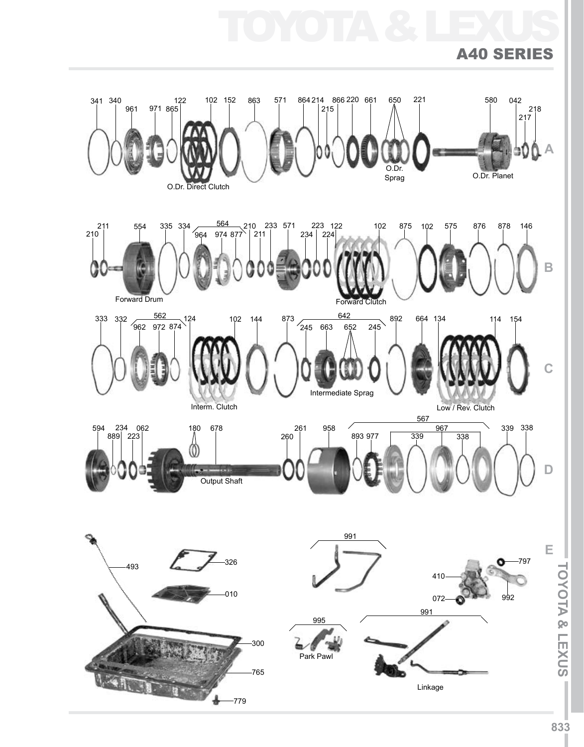# TOYOTA & LEXUS

## A40 SERIES

**A**

341 340 961 971 865 122 102 152 863 571 864 214 215 866 220 661 650 221 580 042 217 218

O.Dr. Direct Clutch

O.Dr. Sprag

O.Dr. Planet

**B**

210 211 554 335 334 564 964 974 877 210 211 233 571 223 234 224 122 102 875 102 575 876 878 146

Forward Drum

Forward Clutch

**C**

333 332 562 962 972 874 124 102 144 873 642 245 663 652 245 892 664 134 114 154

Interm. Clutch

Intermediate Sprag

Low / Rev. Clutch

**D**

594 234 889 223 062 180 678 260 261 958 567 893 977 967 339 338 339 338

Output Shaft

**E**

493 326 010 300 765 779

991

991

995

Park Pawl

Linkage

410 072 797 992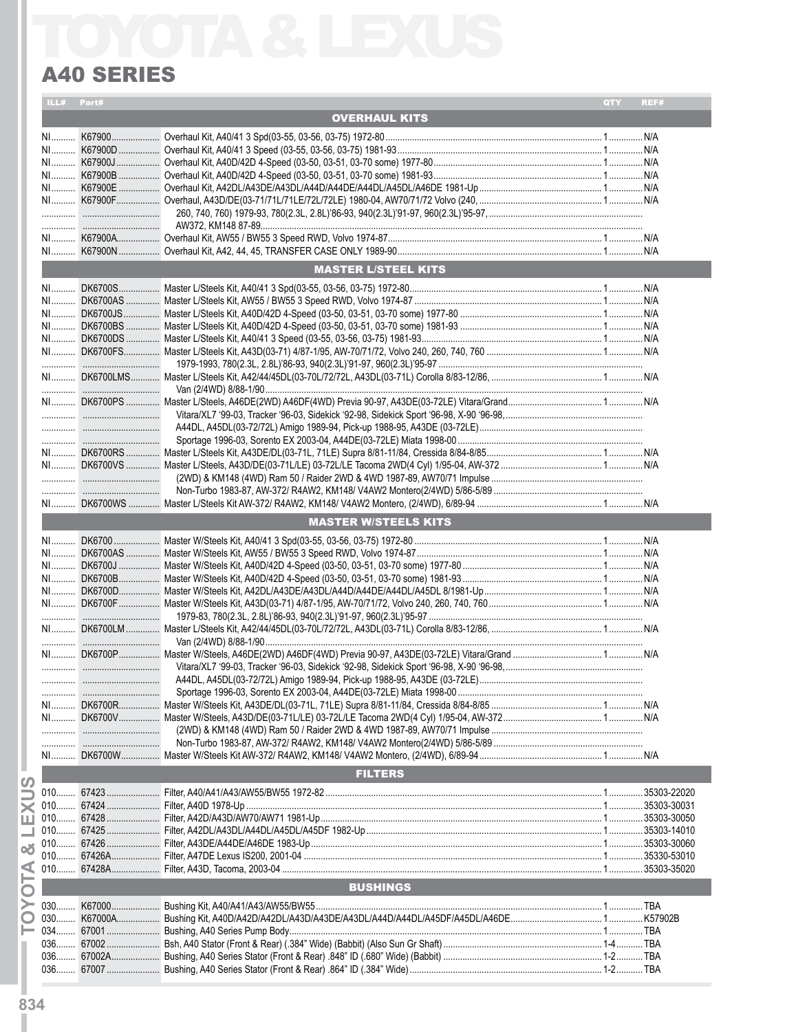# TOYOTA & LEXUS

## A40 SERIES

| ILL# | Part# | | QTY | REF# |
|---|---|---|---|---|
| | | **OVERHAUL KITS** | | |
| NI | K67900 | Overhaul Kit, A40/41 3 Spd(03-55, 03-56, 03-75) 1972-80 | 1 | N/A |
| NI | K67900D | Overhaul Kit, A40/41 3 Speed (03-55, 03-56, 03-75) 1981-93 | 1 | N/A |
| NI | K67900J | Overhaul Kit, A40D/42D 4-Speed (03-50, 03-51, 03-70 some) 1977-80 | 1 | N/A |
| NI | K67900B | Overhaul Kit, A40D/42D 4-Speed (03-50, 03-51, 03-70 some) 1981-93 | 1 | N/A |
| NI | K67900E | Overhaul Kit, A42DL/A43DE/A43DL/A44D/A44DE/A44DL/A45DL/A46DE 1981-Up | 1 | N/A |
| NI | K67900F | Overhaul, A43D/DE(03-71/71L/71LE/72L/72LE) 1980-04, AW70/71/72 Volvo (240, 260, 740, 760) 1979-93, 780(2.3L, 2.8L)'86-93, 940(2.3L)'91-97, 960(2.3L)'95-97, AW372, KM148 87-89 | 1 | N/A |
| NI | K67900A | Overhaul Kit, AW55 / BW55 3 Speed RWD, Volvo 1974-87 | 1 | N/A |
| NI | K67900N | Overhaul Kit, A42, 44, 45, TRANSFER CASE ONLY 1989-90 | 1 | N/A |
| | | **MASTER L/STEEL KITS** | | |
| NI | DK6700S | Master L/Steels Kit, A40/41 3 Spd(03-55, 03-56, 03-75) 1972-80 | 1 | N/A |
| NI | DK6700AS | Master L/Steels Kit, AW55 / BW55 3 Speed RWD, Volvo 1974-87 | 1 | N/A |
| NI | DK6700JS | Master L/Steels Kit, A40D/42D 4-Speed (03-50, 03-51, 03-70 some) 1977-80 | 1 | N/A |
| NI | DK6700BS | Master L/Steels Kit, A40D/42D 4-Speed (03-50, 03-51, 03-70 some) 1981-93 | 1 | N/A |
| NI | DK6700DS | Master L/Steels Kit, A40/41 3 Speed (03-55, 03-56, 03-75) 1981-93 | 1 | N/A |
| NI | DK6700FS | Master L/Steels Kit, A43D(03-71) 4/87-1/95, AW-70/71/72, Volvo 240, 260, 740, 760 1979-1993, 780(2.3L, 2.8L)'86-93, 940(2.3L)'91-97, 960(2.3L)'95-97 | 1 | N/A |
| NI | DK6700LMS | Master L/Steels Kit, A42/44/45DL(03-70L/72/72L, A43DL(03-71L) Corolla 8/83-12/86, Van (2/4WD) 8/88-1/90 | 1 | N/A |
| NI | DK6700PS | Master L/Steels, A46DE(2WD) A46DF(4WD) Previa 90-97, A43DE(03-72LE) Vitara/Grand Vitara/XL7 '99-03, Tracker '96-03, Sidekick '92-98, Sidekick Sport '96-98, X-90 '96-98, A44DL, A45DL(03-72/72L) Amigo 1989-94, Pick-up 1988-95, A43DE (03-72LE) Sportage 1996-03, Sorento EX 2003-04, A44DE(03-72LE) Miata 1998-00 | 1 | N/A |
| NI | DK6700RS | Master L/Steels Kit, A43DE/DL(03-71L, 71LE) Supra 8/81-11/84, Cressida 8/84-8/85 | 1 | N/A |
| NI | DK6700VS | Master L/Steels, A43D/DE(03-71L/LE) 03-72L/LE Tacoma 2WD(4 Cyl) 1/95-04, AW-372 (2WD) & KM148 (4WD) Ram 50 / Raider 2WD & 4WD 1987-89, AW70/71 Impulse Non-Turbo 1983-87, AW-372/ R4AW2, KM148/ V4AW2 Montero(2/4WD) 5/86-5/89 | 1 | N/A |
| NI | DK6700WS | Master L/Steels Kit AW-372/ R4AW2, KM148/ V4AW2 Montero, (2/4WD), 6/89-94 | 1 | N/A |
| | | **MASTER W/STEELS KITS** | | |
| NI | DK6700 | Master W/Steels Kit, A40/41 3 Spd(03-55, 03-56, 03-75) 1972-80 | 1 | N/A |
| NI | DK6700AS | Master W/Steels Kit, AW55 / BW55 3 Speed RWD, Volvo 1974-87 | 1 | N/A |
| NI | DK6700J | Master W/Steels Kit, A40D/42D 4-Speed (03-50, 03-51, 03-70 some) 1977-80 | 1 | N/A |
| NI | DK6700B | Master W/Steels Kit, A40D/42D 4-Speed (03-50, 03-51, 03-70 some) 1981-93 | 1 | N/A |
| NI | DK6700D | Master W/Steels Kit, A42DL/A43DE/A43DL/A44D/A44DE/A44DL/A45DL 8/1981-Up | 1 | N/A |
| NI | DK6700F | Master W/Steels Kit, A43D(03-71) 4/87-1/95, AW-70/71/72, Volvo 240, 260, 740, 760 1979-83, 780(2.3L, 2.8L)'86-93, 940(2.3L)'91-97, 960(2.3L)'95-97 | 1 | N/A |
| NI | DK6700LM | Master L/Steels Kit, A42/44/45DL(03-70L/72/72L, A43DL(03-71L) Corolla 8/83-12/86, Van (2/4WD) 8/88-1/90 | 1 | N/A |
| NI | DK6700P | Master W/Steels, A46DE(2WD) A46DF(4WD) Previa 90-97, A43DE(03-72LE) Vitara/Grand Vitara/XL7 '99-03, Tracker '96-03, Sidekick '92-98, Sidekick Sport '96-98, X-90 '96-98, A44DL, A45DL(03-72/72L) Amigo 1989-94, Pick-up 1988-95, A43DE (03-72LE) Sportage 1996-03, Sorento EX 2003-04, A44DE(03-72LE) Miata 1998-00 | 1 | N/A |
| NI | DK6700R | Master W/Steels Kit, A43DE/DL(03-71L, 71LE) Supra 8/81-11/84, Cressida 8/84-8/85 | 1 | N/A |
| NI | DK6700V | Master W/Steels, A43D/DE(03-71L/LE) 03-72L/LE Tacoma 2WD(4 Cyl) 1/95-04, AW-372 (2WD) & KM148 (4WD) Ram 50 / Raider 2WD & 4WD 1987-89, AW70/71 Impulse Non-Turbo 1983-87, AW-372/ R4AW2, KM148/ V4AW2 Montero(2/4WD) 5/86-5/89 | 1 | N/A |
| NI | DK6700W | Master W/Steels Kit AW-372/ R4AW2, KM148/ V4AW2 Montero, (2/4WD), 6/89-94 | 1 | N/A |
| | | **FILTERS** | | |
| 010 | 67423 | Filter, A40/A41/A43/AW55/BW55 1972-82 | 1 | 35303-22020 |
| 010 | 67424 | Filter, A40D 1978-Up | 1 | 35303-30031 |
| 010 | 67428 | Filter, A42D/A43D/AW70/AW71 1981-Up | 1 | 35303-30050 |
| 010 | 67425 | Filter, A42DL/A43DL/A44DL/A45DL/A45DF 1982-Up | 1 | 35303-14010 |
| 010 | 67426 | Filter, A43DE/A44DE/A46DE 1983-Up | 1 | 35303-30060 |
| 010 | 67426A | Filter, A47DE Lexus IS200, 2001-04 | 1 | 35330-53010 |
| 010 | 67428A | Filter, A43D, Tacoma, 2003-04 | 1 | 35303-35020 |
| | | **BUSHINGS** | | |
| 030 | K67000 | Bushing Kit, A40/A41/A43/AW55/BW55 | 1 | TBA |
| 030 | K67000A | Bushing Kit, A40D/A42D/A42DL/A43D/A43DE/A43DL/A44D/A44DL/A45DF/A45DL/A46DE | 1 | K57902B |
| 034 | 67001 | Bushing, A40 Series Pump Body | 1 | TBA |
| 036 | 67002 | Bsh, A40 Stator (Front & Rear) (.384" Wide) (Babbit) (Also Sun Gr Shaft) | 1-4 | TBA |
| 036 | 67002A | Bushing, A40 Series Stator (Front & Rear) .848" ID (.680" Wide) (Babbit) | 1-2 | TBA |
| 036 | 67007 | Bushing, A40 Series Stator (Front & Rear) .864" ID (.384" Wide) | 1-2 | TBA |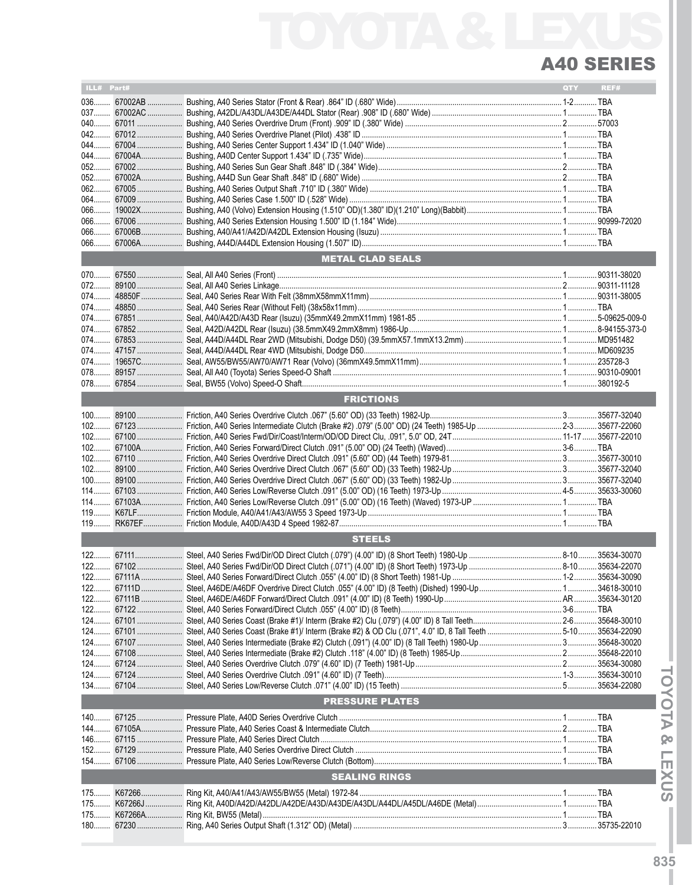# TOYOTA & LEXUS

## A40 SERIES

| ILL# | Part# | | QTY | REF# |
|---|---|---|---|---|
| 036 | 67002AB | Bushing, A40 Series Stator (Front & Rear) .864" ID (.680" Wide) | 1-2 | TBA |
| 037 | 67002AC | Bushing, A42DL/A43DL/A43DE/A44DL Stator (Rear) .908" ID (.680" Wide) | 1 | TBA |
| 040 | 67011 | Bushing, A40 Series Overdrive Drum (Front) .909" ID (.380" Wide) | 2 | 57003 |
| 042 | 67012 | Bushing, A40 Series Overdrive Planet (Pilot) .438" ID | 1 | TBA |
| 044 | 67004 | Bushing, A40 Series Center Support 1.434" ID (1.040" Wide) | 1 | TBA |
| 044 | 67004A | Bushing, A40D Center Support 1.434" ID (.735" Wide) | 1 | TBA |
| 052 | 67002 | Bushing, A40 Series Sun Gear Shaft .848" ID (.384" Wide) | 2 | TBA |
| 052 | 67002A | Bushing, A44D Sun Gear Shaft .848" ID (.680" Wide) | 2 | TBA |
| 062 | 67005 | Bushing, A40 Series Output Shaft .710" ID (.380" Wide) | 1 | TBA |
| 064 | 67009 | Bushing, A40 Series Case 1.500" ID (.528" Wide) | 1 | TBA |
| 066 | 19002X | Bushing, A40 (Volvo) Extension Housing (1.510" OD)(1.380" ID)(1.210" Long)(Babbit) | 1 | TBA |
| 066 | 67006 | Bushing, A40 Series Extension Housing 1.500" ID (1.184" Wide) | 1 | 90999-72020 |
| 066 | 67006B | Bushing, A40/A41/A42D/A42DL Extension Housing (Isuzu) | 1 | TBA |
| 066 | 67006A | Bushing, A44D/A44DL Extension Housing (1.507" ID) | 1 | TBA |
| | | **METAL CLAD SEALS** | | |
| 070 | 67550 | Seal, All A40 Series (Front) | 1 | 90311-38020 |
| 072 | 89100 | Seal, All A40 Series Linkage | 2 | 90311-11128 |
| 074 | 48850F | Seal, A40 Series Rear With Felt (38mmX58mmX11mm) | 1 | 90311-38005 |
| 074 | 48850 | Seal, A40 Series Rear (Without Felt) (38x58x11mm) | 1 | TBA |
| 074 | 67851 | Seal, A40/A42D/A43D Rear (Isuzu) (35mmX49.2mmX11mm) 1981-85 | 1 | 5-09625-009-0 |
| 074 | 67852 | Seal, A42D/A42DL Rear (Isuzu) (38.5mmX49.2mmX8mm) 1986-Up | 1 | 8-94155-373-0 |
| 074 | 67853 | Seal, A44D/A44DL Rear 2WD (Mitsubishi, Dodge D50) (39.5mmX57.1mmX13.2mm) | 1 | MD951482 |
| 074 | 47157 | Seal, A44D/A44DL Rear 4WD (Mitsubishi, Dodge D50 | 1 | MD609235 |
| 074 | 19657C | Seal, AW55/BW55/AW70/AW71 Rear (Volvo) (36mmX49.5mmX11mm) | 1 | 235728-3 |
| 078 | 89157 | Seal, All A40 (Toyota) Series Speed-O Shaft | 1 | 90310-09001 |
| 078 | 67854 | Seal, BW55 (Volvo) Speed-O Shaft | 1 | 380192-5 |
| | | **FRICTIONS** | | |
| 100 | 89100 | Friction, A40 Series Overdrive Clutch .067" (5.60" OD) (33 Teeth) 1982-Up | 3 | 35677-32040 |
| 102 | 67123 | Friction, A40 Series Intermediate Clutch (Brake #2) .079" (5.00" OD) (24 Teeth) 1985-Up | 2-3 | 35677-22060 |
| 102 | 67100 | Friction, A40 Series Fwd/Dir/Coast/Interm/OD/OD Direct Clu, .091", 5.0" OD, 24T | 11-17 | 35677-22010 |
| 102 | 67100A | Friction, A40 Series Forward/Direct Clutch .091" (5.00" OD) (24 Teeth) (Waved) | 3-6 | TBA |
| 102 | 67110 | Friction, A40 Series Overdrive Direct Clutch .091" (5.60" OD) (44 Teeth) 1979-81 | 3 | 35677-30010 |
| 102 | 89100 | Friction, A40 Series Overdrive Direct Clutch .067" (5.60" OD) (33 Teeth) 1982-Up | 3 | 35677-32040 |
| 100 | 89100 | Friction, A40 Series Overdrive Direct Clutch .067" (5.60" OD) (33 Teeth) 1982-Up | 3 | 35677-32040 |
| 114 | 67103 | Friction, A40 Series Low/Reverse Clutch .091" (5.00" OD) (16 Teeth) 1973-Up | 4-5 | 35633-30060 |
| 114 | 67103A | Friction, A40 Series Low/Reverse Clutch .091" (5.00" OD) (16 Teeth) (Waved) 1973-UP | 1 | TBA |
| 119 | K67LF | Friction Module, A40/A41/A43/AW55 3 Speed 1973-Up | 1 | TBA |
| 119 | RK67EF | Friction Module, A40D/A43D 4 Speed 1982-87 | 1 | TBA |
| | | **STEELS** | | |
| 122 | 67111 | Steel, A40 Series Fwd/Dir/OD Direct Clutch (.079") (4.00" ID) (8 Short Teeth) 1980-Up | 8-10 | 35634-30070 |
| 122 | 67102 | Steel, A40 Series Fwd/Dir/OD Direct Clutch (.071") (4.00" ID) (8 Short Teeth) 1973-Up | 8-10 | 35634-22070 |
| 122 | 67111A | Steel, A40 Series Forward/Direct Clutch .055" (4.00" ID) (8 Short Teeth) 1981-Up | 1-2 | 35634-30090 |
| 122 | 67111D | Steel, A46DE/A46DF Overdrive Direct Clutch .055" (4.00" ID) (8 Teeth) (Dished) 1990-Up | 1 | 34618-30010 |
| 122 | 67111B | Steel, A46DE/A46DF Forward/Direct Clutch .091" (4.00" ID) (8 Teeth) 1990-Up | AR | 35634-30120 |
| 122 | 67122 | Steel, A40 Series Forward/Direct Clutch .055" (4.00" ID) (8 Teeth) | 3-6 | TBA |
| 124 | 67101 | Steel, A40 Series Coast (Brake #1)/ Interm (Brake #2) Clu (.079") (4.00" ID) 8 Tall Teeth | 2-6 | 35648-30010 |
| 124 | 67101 | Steel, A40 Series Coast (Brake #1)/ Interm (Brake #2) & OD Clu (.071", 4.0" ID, 8 Tall Teeth | 5-10 | 35634-22090 |
| 124 | 67107 | Steel, A40 Series Intermediate (Brake #2) Clutch (.091") (4.00" ID) (8 Tall Teeth) 1980-Up | 3 | 35648-30020 |
| 124 | 67108 | Steel, A40 Series Intermediate (Brake #2) Clutch .118" (4.00" ID) (8 Teeth) 1985-Up | 2 | 35648-22010 |
| 124 | 67124 | Steel, A40 Series Overdrive Clutch .079" (4.60" ID) (7 Teeth) 1981-Up | 2 | 35634-30080 |
| 124 | 67124 | Steel, A40 Series Overdrive Clutch .091" (4.60" ID) (7 Teeth) | 1-3 | 35634-30010 |
| 134 | 67104 | Steel, A40 Series Low/Reverse Clutch .071" (4.00" ID) (15 Teeth) | 5 | 35634-22080 |
| | | **PRESSURE PLATES** | | |
| 140 | 67125 | Pressure Plate, A40D Series Overdrive Clutch | 1 | TBA |
| 144 | 67105A | Pressure Plate, A40 Series Coast & Intermediate Clutch | 2 | TBA |
| 146 | 67115 | Pressure Plate, A40 Series Direct Clutch | 1 | TBA |
| 152 | 67129 | Pressure Plate, A40 Series Overdrive Direct Clutch | 1 | TBA |
| 154 | 67106 | Pressure Plate, A40 Series Low/Reverse Clutch (Bottom) | 1 | TBA |
| | | **SEALING RINGS** | | |
| 175 | K67266 | Ring Kit, A40/A41/A43/AW55/BW55 (Metal) 1972-84 | 1 | TBA |
| 175 | K67266J | Ring Kit, A40D/A42D/A42DL/A42DE/A43D/A43DE/A43DL/A44DL/A45DL/A46DE (Metal) | 1 | TBA |
| 175 | K67266A | Ring Kit, BW55 (Metal) | 1 | TBA |
| 180 | 67230 | Ring, A40 Series Output Shaft (1.312" OD) (Metal) | 3 | 35735-22010 |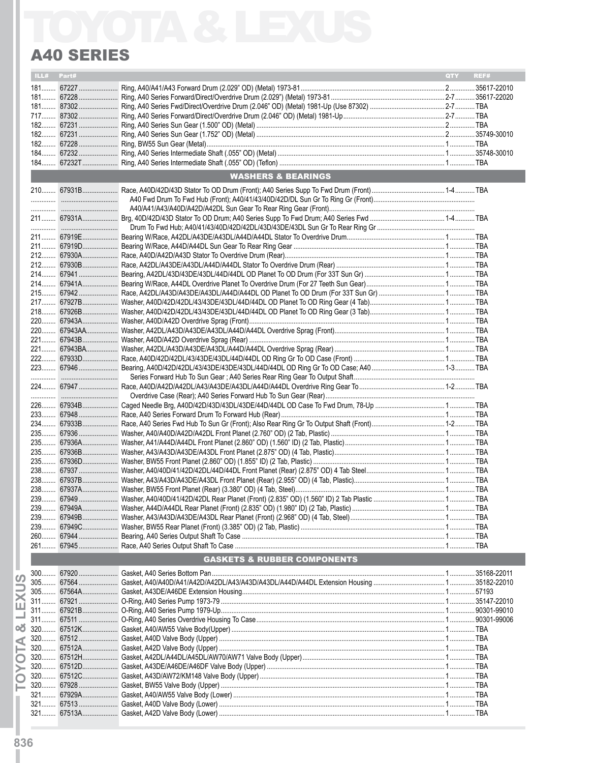# TOYOTA & LEXUS

## A40 SERIES

| ILL# | Part# | | QTY | REF# |
|---|---|---|---|---|
| 181 | 67227 | Ring, A40/A41/A43 Forward Drum (2.029" OD) (Metal) 1973-81 | 2 | 35617-22010 |
| 181 | 67228 | Ring, A40 Series Forward/Direct/Overdrive Drum (2.029") (Metal) 1973-81 | 2-7 | 35617-22020 |
| 181 | 87302 | Ring, A40 Series Fwd/Direct/Overdrive Drum (2.046" OD) (Metal) 1981-Up (Use 87302) | 2-7 | TBA |
| 717 | 87302 | Ring, A40 Series Forward/Direct/Overdrive Drum (2.046" OD) (Metal) 1981-Up | 2-7 | TBA |
| 182 | 67231 | Ring, A40 Series Sun Gear (1.500" OD) (Metal) | 2 | TBA |
| 182 | 67231 | Ring, A40 Series Sun Gear (1.752" OD) (Metal) | 2 | 35749-30010 |
| 182 | 67228 | Ring, BW55 Sun Gear (Metal) | 1 | TBA |
| 184 | 67232 | Ring, A40 Series Intermediate Shaft (.055" OD) (Metal) | 1 | 35748-30010 |
| 184 | 67232T | Ring, A40 Series Intermediate Shaft (.055" OD) (Teflon) | 1 | TBA |
| | | **WASHERS & BEARINGS** | | |
| 210 | 67931B | Race, A40D/42D/43D Stator To OD Drum (Front); A40 Series Supp To Fwd Drum (Front) | 1-4 | TBA |
| | | A40 Fwd Drum To Fwd Hub (Front); A40/41/43/40D/42D/DL Sun Gr To Ring Gr (Front) | | |
| | | A40/A41/A43/A40D/A42D/A42DL Sun Gear To Rear Ring Gear (Front) | | |
| 211 | 67931A | Brg, 40D/42D/43D Stator To OD Drum; A40 Series Supp To Fwd Drum; A40 Series Fwd | 1-4 | TBA |
| | | Drum To Fwd Hub; A40/41/43/40D/42D/42DL/43D/43DE/43DL Sun Gr To Rear Ring Gr | | |
| 211 | 67919E | Bearing W/Race, A42DL/A43DE/A43DL/A44D/A44DL Stator To Overdrive Drum | 1 | TBA |
| 211 | 67919D | Bearing W/Race, A44D/A44DL Sun Gear To Rear Ring Gear | 1 | TBA |
| 212 | 67930A | Race, A40D/A42D/A43D Stator To Overdrive Drum (Rear) | 1 | TBA |
| 212 | 67930B | Race, A42DL/A43DE/A43DL/A44D/A44DL Stator To Overdrive Drum (Rear) | 1 | TBA |
| 214 | 67941 | Bearing, A42DL/43D/43DE/43DL/44D/44DL OD Planet To OD Drum (For 33T Sun Gr) | 1 | TBA |
| 214 | 67941A | Bearing W/Race, A44DL Overdrive Planet To Overdrive Drum (For 27 Teeth Sun Gear) | 1 | TBA |
| 215 | 67942 | Race, A42DL/A43D/A43DE/A43DL/A44D/A44DL OD Planet To OD Drum (For 33T Sun Gr) | 1 | TBA |
| 217 | 67927B | Washer, A40D/42D/42DL/43/43DE/43DL/44D/44DL OD Planet To OD Ring Gear (4 Tab) | 1 | TBA |
| 218 | 67926B | Washer, A40D/42D/42DL/43/43DE/43DL/44D/44DL OD Planet To OD Ring Gear (3 Tab) | 1 | TBA |
| 220 | 67943A | Washer, A40D/A42D Overdrive Sprag (Front) | 1 | TBA |
| 220 | 67943AA | Washer, A42DL/A43D/A43DE/A43DL/A44D/A44DL Overdrive Sprag (Front) | 1 | TBA |
| 221 | 67943B | Washer, A40D/A42D Overdrive Sprag (Rear) | 1 | TBA |
| 221 | 67943BA | Washer, A42DL/A43D/A43DE/A43DL/A44D/A44DL Overdrive Sprag (Rear) | 1 | TBA |
| 222 | 67933D | Race, A40D/42D/42DL/43/43DE/43DL/44D/44DL OD Ring Gr To OD Case (Front) | 1 | TBA |
| 223 | 67946 | Bearing, A40D/42D/42DL/43/43DE/43DE/43DL/44D/44DL OD Ring Gr To OD Case; A40 | 1-3 | TBA |
| | | Series Forward Hub To Sun Gear ; A40 Series Rear Ring Gear To Output Shaft | | |
| 224 | 67947 | Race, A40D/A42D/A42DL/A43/A43DE/A43DL/A44D/A44DL Overdrive Ring Gear To | 1-2 | TBA |
| | | Overdrive Case (Rear); A40 Series Forward Hub To Sun Gear (Rear) | | |
| 226 | 67934B | Caged Needle Brg, A40D/42D/43D/43DL/43DE/44D/44DL OD Case To Fwd Drum, 78-Up | 1 | TBA |
| 233 | 67948 | Race, A40 Series Forward Drum To Forward Hub (Rear) | 1 | TBA |
| 234 | 67933B | Race, A40 Series Fwd Hub To Sun Gr (Front); Also Rear Ring Gr To Output Shaft (Front) | 1-2 | TBA |
| 235 | 67936 | Washer, A40/A40D/A42D/A42DL Front Planet (2.760" OD) (2 Tab, Plastic) | 1 | TBA |
| 235 | 67936A | Washer, A41/A44D/A44DL Front Planet (2.860" OD) (1.560" ID) (2 Tab, Plastic) | 1 | TBA |
| 235 | 67936B | Washer, A43/A43D/A43DE/A43DL Front Planet (2.875" OD) (4 Tab, Plastic) | 1 | TBA |
| 235 | 67936D | Washer, BW55 Front Planet (2.860" OD) (1.855" ID) (2 Tab, Plastic) | 1 | TBA |
| 238 | 67937 | Washer, A40/40D/41/42D/42DL/44D/44DL Front Planet (Rear) (2.875" OD) 4 Tab Steel | 1 | TBA |
| 238 | 67937B | Washer, A43/A43D/A43DE/A43DL Front Planet (Rear) (2.955" OD) (4 Tab, Plastic) | 1 | TBA |
| 238 | 67937A | Washer, BW55 Front Planet (Rear) (3.380" OD) (4 Tab, Steel) | 1 | TBA |
| 239 | 67949 | Washer, A40/40D/41/42D/42DL Rear Planet (Front) (2.835" OD) (1.560" ID) 2 Tab Plastic | 1 | TBA |
| 239 | 67949A | Washer, A44D/A44DL Rear Planet (Front) (2.835" OD) (1.980" ID) (2 Tab, Plastic) | 1 | TBA |
| 239 | 67949B | Washer, A43/A43D/A43DE/A43DL Rear Planet (Front) (2.968" OD) (4 Tab, Steel) | 1 | TBA |
| 239 | 67949C | Washer, BW55 Rear Planet (Front) (3.385" OD) (2 Tab, Plastic) | 1 | TBA |
| 260 | 67944 | Bearing, A40 Series Output Shaft To Case | 1 | TBA |
| 261 | 67945 | Race, A40 Series Output Shaft To Case | 1 | TBA |
| | | **GASKETS & RUBBER COMPONENTS** | | |
| 300 | 67920 | Gasket, A40 Series Bottom Pan | 1 | 35168-22011 |
| 305 | 67564 | Gasket, A40/A40D/A41/A42D/A42DL/A43/A43D/A43DL/A44D/A44DL Extension Housing | 1 | 35182-22010 |
| 305 | 67564A | Gasket, A43DE/A46DE Extension Housing | 1 | 57193 |
| 311 | 67921 | O-Ring, A40 Series Pump 1973-79 | 1 | 35147-22010 |
| 311 | 67921B | O-Ring, A40 Series Pump 1979-Up | 1 | 90301-99010 |
| 311 | 67511 | O-Ring, A40 Series Overdrive Housing To Case | 1 | 90301-99006 |
| 320 | 67512K | Gasket, A40/AW55 Valve Body(Upper) | 1 | TBA |
| 320 | 67512 | Gasket, A40D Valve Body (Upper) | 1 | TBA |
| 320 | 67512A | Gasket, A42D Valve Body (Upper) | 1 | TBA |
| 320 | 67512H | Gasket, A42DL/A44DL/A45DL/AW70/AW71 Valve Body (Upper) | 1 | TBA |
| 320 | 67512D | Gasket, A43DE/A46DE/A46DF Valve Body (Upper) | 1 | TBA |
| 320 | 67512C | Gasket, A43D/AW72/KM148 Valve Body (Upper) | 1 | TBA |
| 320 | 67928 | Gasket, BW55 Valve Body (Upper) | 1 | TBA |
| 321 | 67929A | Gasket, A40/AW55 Valve Body (Lower) | 1 | TBA |
| 321 | 67513 | Gasket, A40D Valve Body (Lower) | 1 | TBA |
| 321 | 67513A | Gasket, A42D Valve Body (Lower) | 1 | TBA |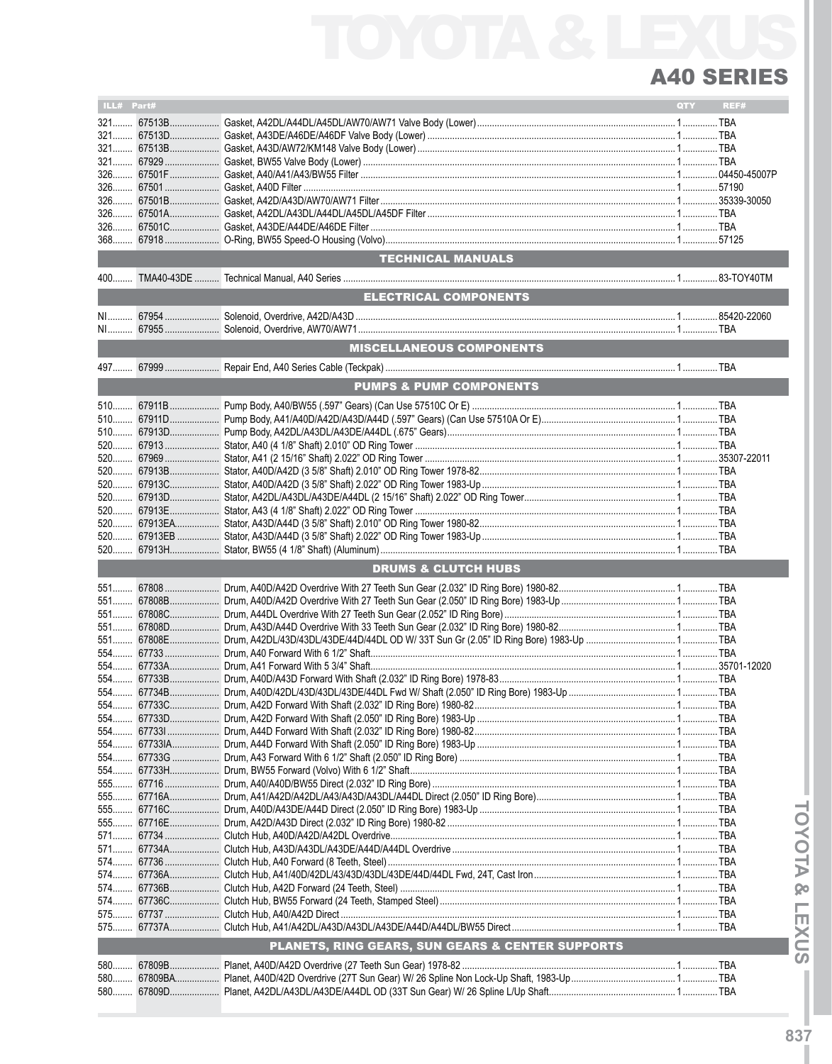# TOYOTA & LEXUS

## A40 SERIES

| ILL# | Part# | | QTY | REF# |
|---|---|---|---|---|
| 321 | 67513B | Gasket, A42DL/A44DL/A45DL/AW70/AW71 Valve Body (Lower) | 1 | TBA |
| 321 | 67513D | Gasket, A43DE/A46DE/A46DF Valve Body (Lower) | 1 | TBA |
| 321 | 67513B | Gasket, A43D/AW72/KM148 Valve Body (Lower) | 1 | TBA |
| 321 | 67929 | Gasket, BW55 Valve Body (Lower) | 1 | TBA |
| 326 | 67501F | Gasket, A40/A41/A43/BW55 Filter | 1 | 04450-45007P |
| 326 | 67501 | Gasket, A40D Filter | 1 | 57190 |
| 326 | 67501B | Gasket, A42D/A43D/AW70/AW71 Filter | 1 | 35339-30050 |
| 326 | 67501A | Gasket, A42DL/A43DL/A44DL/A45DL/A45DF Filter | 1 | TBA |
| 326 | 67501C | Gasket, A43DE/A44DE/A46DE Filter | 1 | TBA |
| 368 | 67918 | O-Ring, BW55 Speed-O Housing (Volvo) | 1 | 57125 |
| | | **TECHNICAL MANUALS** | | |
| 400 | TMA40-43DE | Technical Manual, A40 Series | 1 | 83-TOY40TM |
| | | **ELECTRICAL COMPONENTS** | | |
| NI | 67954 | Solenoid, Overdrive, A42D/A43D | 1 | 85420-22060 |
| NI | 67955 | Solenoid, Overdrive, AW70/AW71 | 1 | TBA |
| | | **MISCELLANEOUS COMPONENTS** | | |
| 497 | 67999 | Repair End, A40 Series Cable (Teckpak) | 1 | TBA |
| | | **PUMPS & PUMP COMPONENTS** | | |
| 510 | 67911B | Pump Body, A40/BW55 (.597" Gears) (Can Use 57510C Or E) | 1 | TBA |
| 510 | 67911D | Pump Body, A41/A40D/A42D/A43D/A44D (.597" Gears) (Can Use 57510A Or E) | 1 | TBA |
| 510 | 67913D | Pump Body, A42DL/A43DL/A43DE/A44DL (.675" Gears) | 1 | TBA |
| 520 | 67913 | Stator, A40 (4 1/8" Shaft) 2.010" OD Ring Tower | 1 | TBA |
| 520 | 67969 | Stator, A41 (2 15/16" Shaft) 2.022" OD Ring Tower | 1 | 35307-22011 |
| 520 | 67913B | Stator, A40D/A42D (3 5/8" Shaft) 2.010" OD Ring Tower 1978-82 | 1 | TBA |
| 520 | 67913C | Stator, A40D/A42D (3 5/8" Shaft) 2.022" OD Ring Tower 1983-Up | 1 | TBA |
| 520 | 67913D | Stator, A42DL/A43DL/A43DE/A44DL (2 15/16" Shaft) 2.022" OD Ring Tower | 1 | TBA |
| 520 | 67913E | Stator, A43 (4 1/8" Shaft) 2.022" OD Ring Tower | 1 | TBA |
| 520 | 67913EA | Stator, A43D/A44D (3 5/8" Shaft) 2.010" OD Ring Tower 1980-82 | 1 | TBA |
| 520 | 67913EB | Stator, A43D/A44D (3 5/8" Shaft) 2.022" OD Ring Tower 1983-Up | 1 | TBA |
| 520 | 67913H | Stator, BW55 (4 1/8" Shaft) (Aluminum) | 1 | TBA |
| | | **DRUMS & CLUTCH HUBS** | | |
| 551 | 67808 | Drum, A40D/A42D Overdrive With 27 Teeth Sun Gear (2.032" ID Ring Bore) 1980-82 | 1 | TBA |
| 551 | 67808B | Drum, A40D/A42D Overdrive With 27 Teeth Sun Gear (2.050" ID Ring Bore) 1983-Up | 1 | TBA |
| 551 | 67808C | Drum, A44DL Overdrive With 27 Teeth Sun Gear (2.052" ID Ring Bore) | 1 | TBA |
| 551 | 67808D | Drum, A43D/A44D Overdrive With 33 Teeth Sun Gear (2.032" ID Ring Bore) 1980-82 | 1 | TBA |
| 551 | 67808E | Drum, A42DL/43D/43DL/43DE/44D/44DL OD W/ 33T Sun Gr (2.05" ID Ring Bore) 1983-Up | 1 | TBA |
| 554 | 67733 | Drum, A40 Forward With 6 1/2" Shaft | 1 | TBA |
| 554 | 67733A | Drum, A41 Forward With 5 3/4" Shaft | 1 | 35701-12020 |
| 554 | 67733B | Drum, A40D/A43D Forward With Shaft (2.032" ID Ring Bore) 1978-83 | 1 | TBA |
| 554 | 67734B | Drum, A40D/42DL/43D/43DL/43DE/44DL Fwd W/ Shaft (2.050" ID Ring Bore) 1983-Up | 1 | TBA |
| 554 | 67733C | Drum, A42D Forward With Shaft (2.032" ID Ring Bore) 1980-82 | 1 | TBA |
| 554 | 67733D | Drum, A42D Forward With Shaft (2.050" ID Ring Bore) 1983-Up | 1 | TBA |
| 554 | 67733I | Drum, A44D Forward With Shaft (2.032" ID Ring Bore) 1980-82 | 1 | TBA |
| 554 | 67733IA | Drum, A44D Forward With Shaft (2.050" ID Ring Bore) 1983-Up | 1 | TBA |
| 554 | 67733G | Drum, A43 Forward With 6 1/2" Shaft (2.050" ID Ring Bore) | 1 | TBA |
| 554 | 67733H | Drum, BW55 Forward (Volvo) With 6 1/2" Shaft | 1 | TBA |
| 555 | 67716 | Drum, A40/A40D/BW55 Direct (2.032" ID Ring Bore) | 1 | TBA |
| 555 | 67716A | Drum, A41/A42DL/A43/A43D/A43DL/A44DL Direct (2.050" ID Ring Bore) | 1 | TBA |
| 555 | 67716C | Drum, A40D/A43DE/A44D Direct (2.050" ID Ring Bore) 1983-Up | 1 | TBA |
| 555 | 67716E | Drum, A42D/A43D Direct (2.032" ID Ring Bore) 1980-82 | 1 | TBA |
| 571 | 67734 | Clutch Hub, A40D/A42D/A42DL Overdrive | 1 | TBA |
| 571 | 67734A | Clutch Hub, A43D/A43DL/A43DE/A44D/A44DL Overdrive | 1 | TBA |
| 574 | 67736 | Clutch Hub, A40 Forward (8 Teeth, Steel) | 1 | TBA |
| 574 | 67736A | Clutch Hub, A41/40D/42DL/43/43D/43DL/43DE/44D/44DL Fwd, 24T, Cast Iron | 1 | TBA |
| 574 | 67736B | Clutch Hub, A42D Forward (24 Teeth, Steel) | 1 | TBA |
| 574 | 67736C | Clutch Hub, BW55 Forward (24 Teeth, Stamped Steel) | 1 | TBA |
| 575 | 67737 | Clutch Hub, A40/A42D Direct | 1 | TBA |
| 575 | 67737A | Clutch Hub, A41/A42DL/A43D/A43DL/A43DE/A44D/A44DL/BW55 Direct | 1 | TBA |
| | | **PLANETS, RING GEARS, SUN GEARS & CENTER SUPPORTS** | | |
| 580 | 67809B | Planet, A40D/A42D Overdrive (27 Teeth Sun Gear) 1978-82 | 1 | TBA |
| 580 | 67809BA | Planet, A40D/42D Overdrive (27T Sun Gear) W/ 26 Spline Non Lock-Up Shaft, 1983-Up | 1 | TBA |
| 580 | 67809D | Planet, A42DL/A43DL/A43DE/A44DL OD (33T Sun Gear) W/ 26 Spline L/Up Shaft | 1 | TBA |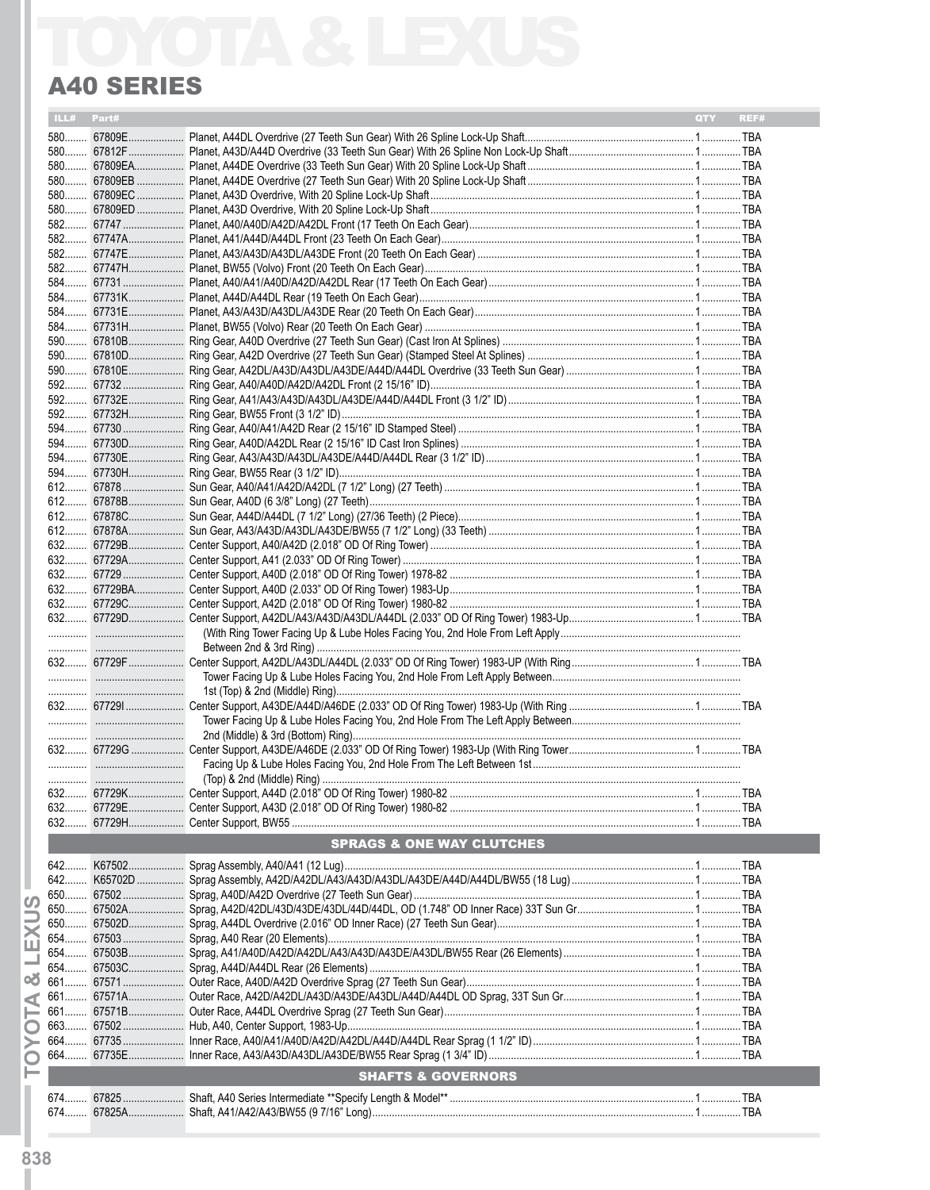# TOYOTA & LEXUS

## A40 SERIES

| ILL# | Part# | | QTY | REF# |
|---|---|---|---|---|
| 580 | 67809E | Planet, A44DL Overdrive (27 Teeth Sun Gear) With 26 Spline Lock-Up Shaft | 1 | TBA |
| 580 | 67812F | Planet, A43D/A44D Overdrive (33 Teeth Sun Gear) With 26 Spline Non Lock-Up Shaft | 1 | TBA |
| 580 | 67809EA | Planet, A44DE Overdrive (33 Teeth Sun Gear) With 20 Spline Lock-Up Shaft | 1 | TBA |
| 580 | 67809EB | Planet, A44DE Overdrive (27 Teeth Sun Gear) With 20 Spline Lock-Up Shaft | 1 | TBA |
| 580 | 67809EC | Planet, A43D Overdrive, With 20 Spline Lock-Up Shaft | 1 | TBA |
| 580 | 67809ED | Planet, A43D Overdrive, With 20 Spline Lock-Up Shaft | 1 | TBA |
| 582 | 67747 | Planet, A40/A40D/A42D/A42DL Front (17 Teeth On Each Gear) | 1 | TBA |
| 582 | 67747A | Planet, A41/A44D/A44DL Front (23 Teeth On Each Gear) | 1 | TBA |
| 582 | 67747E | Planet, A43/A43D/A43DL/A43DE Front (20 Teeth On Each Gear) | 1 | TBA |
| 582 | 67747H | Planet, BW55 (Volvo) Front (20 Teeth On Each Gear) | 1 | TBA |
| 584 | 67731 | Planet, A40/A41/A40D/A42D/A42DL Rear (17 Teeth On Each Gear) | 1 | TBA |
| 584 | 67731K | Planet, A44D/A44DL Rear (19 Teeth On Each Gear) | 1 | TBA |
| 584 | 67731E | Planet, A43/A43D/A43DL/A43DE Rear (20 Teeth On Each Gear) | 1 | TBA |
| 584 | 67731H | Planet, BW55 (Volvo) Rear (20 Teeth On Each Gear) | 1 | TBA |
| 590 | 67810B | Ring Gear, A40D Overdrive (27 Teeth Sun Gear) (Cast Iron At Splines) | 1 | TBA |
| 590 | 67810D | Ring Gear, A42D Overdrive (27 Teeth Sun Gear) (Stamped Steel At Splines) | 1 | TBA |
| 590 | 67810E | Ring Gear, A42DL/A43D/A43DL/A43DE/A44D/A44DL Overdrive (33 Teeth Sun Gear) | 1 | TBA |
| 592 | 67732 | Ring Gear, A40/A40D/A42D/A42DL Front (2 15/16" ID) | 1 | TBA |
| 592 | 67732E | Ring Gear, A41/A43/A43D/A43DL/A43DE/A44D/A44DL Front (3 1/2" ID) | 1 | TBA |
| 592 | 67732H | Ring Gear, BW55 Front (3 1/2" ID) | 1 | TBA |
| 594 | 67730 | Ring Gear, A40/A41/A42D Rear (2 15/16" ID Stamped Steel) | 1 | TBA |
| 594 | 67730D | Ring Gear, A40D/A42DL Rear (2 15/16" ID Cast Iron Splines) | 1 | TBA |
| 594 | 67730E | Ring Gear, A43/A43D/A43DL/A43DE/A44D/A44DL Rear (3 1/2" ID) | 1 | TBA |
| 594 | 67730H | Ring Gear, BW55 Rear (3 1/2" ID) | 1 | TBA |
| 612 | 67878 | Sun Gear, A40/A41/A42D/A42DL (7 1/2" Long) (27 Teeth) | 1 | TBA |
| 612 | 67878B | Sun Gear, A40D (6 3/8" Long) (27 Teeth) | 1 | TBA |
| 612 | 67878C | Sun Gear, A44D/A44DL (7 1/2" Long) (27/36 Teeth) (2 Piece) | 1 | TBA |
| 612 | 67878A | Sun Gear, A43/A43D/A43DL/A43DE/BW55 (7 1/2" Long) (33 Teeth) | 1 | TBA |
| 632 | 67729B | Center Support, A40/A42D (2.018" OD Of Ring Tower) | 1 | TBA |
| 632 | 67729A | Center Support, A41 (2.033" OD Of Ring Tower) | 1 | TBA |
| 632 | 67729 | Center Support, A40D (2.018" OD Of Ring Tower) 1978-82 | 1 | TBA |
| 632 | 67729BA | Center Support, A40D (2.033" OD Of Ring Tower) 1983-Up | 1 | TBA |
| 632 | 67729C | Center Support, A42D (2.018" OD Of Ring Tower) 1980-82 | 1 | TBA |
| 632 | 67729D | Center Support, A42DL/A43/A43D/A43DL/A44DL (2.033" OD Of Ring Tower) 1983-Up (With Ring Tower Facing Up & Lube Holes Facing You, 2nd Hole From Left Apply Between 2nd & 3rd Ring) | 1 | TBA |
| 632 | 67729F | Center Support, A42DL/A43DL/A44DL (2.033" OD Of Ring Tower) 1983-UP (With Ring Tower Facing Up & Lube Holes Facing You, 2nd Hole From Left Apply Between 1st (Top) & 2nd (Middle) Ring) | 1 | TBA |
| 632 | 67729I | Center Support, A43DE/A44D/A46DE (2.033" OD Of Ring Tower) 1983-Up (With Ring Tower Facing Up & Lube Holes Facing You, 2nd Hole From The Left Apply Between 2nd (Middle) & 3rd (Bottom) Ring) | 1 | TBA |
| 632 | 67729G | Center Support, A43DE/A46DE (2.033" OD Of Ring Tower) 1983-Up (With Ring Tower Facing Up & Lube Holes Facing You, 2nd Hole From The Left Between 1st (Top) & 2nd (Middle) Ring) | 1 | TBA |
| 632 | 67729K | Center Support, A44D (2.018" OD Of Ring Tower) 1980-82 | 1 | TBA |
| 632 | 67729E | Center Support, A43D (2.018" OD Of Ring Tower) 1980-82 | 1 | TBA |
| 632 | 67729H | Center Support, BW55 | 1 | TBA |

### SPRAGS & ONE WAY CLUTCHES

| ILL# | Part# | | QTY | REF# |
|---|---|---|---|---|
| 642 | K67502 | Sprag Assembly, A40/A41 (12 Lug) | 1 | TBA |
| 642 | K65702D | Sprag Assembly, A42D/A42DL/A43/A43D/A43DL/A43DE/A44D/A44DL/BW55 (18 Lug) | 1 | TBA |
| 650 | 67502 | Sprag, A40D/A42D Overdrive (27 Teeth Sun Gear) | 1 | TBA |
| 650 | 67502A | Sprag, A42D/42DL/43D/43DE/43DL/44D/44DL, OD (1.748" OD Inner Race) 33T Sun Gr | 1 | TBA |
| 650 | 67502D | Sprag, A44DL Overdrive (2.016" OD Inner Race) (27 Teeth Sun Gear) | 1 | TBA |
| 654 | 67503 | Sprag, A40 Rear (20 Elements) | 1 | TBA |
| 654 | 67503B | Sprag, A41/A40D/A42D/A42DL/A43/A43D/A43DE/A43DL/BW55 Rear (26 Elements) | 1 | TBA |
| 654 | 67503C | Sprag, A44D/A44DL Rear (26 Elements) | 1 | TBA |
| 661 | 67571 | Outer Race, A40D/A42D Overdrive Sprag (27 Teeth Sun Gear) | 1 | TBA |
| 661 | 67571A | Outer Race, A42D/A42DL/A43D/A43DE/A43DL/A44D/A44DL OD Sprag, 33T Sun Gr | 1 | TBA |
| 661 | 67571B | Outer Race, A44DL Overdrive Sprag (27 Teeth Sun Gear) | 1 | TBA |
| 663 | 67502 | Hub, A40, Center Support, 1983-Up | 1 | TBA |
| 664 | 67735 | Inner Race, A40/A41/A40D/A42D/A42DL/A44D/A44DL Rear Sprag (1 1/2" ID) | 1 | TBA |
| 664 | 67735E | Inner Race, A43/A43D/A43DL/A43DE/BW55 Rear Sprag (1 3/4" ID) | 1 | TBA |

### SHAFTS & GOVERNORS

| ILL# | Part# | | QTY | REF# |
|---|---|---|---|---|
| 674 | 67825 | Shaft, A40 Series Intermediate **Specify Length & Model** | 1 | TBA |
| 674 | 67825A | Shaft, A41/A42/A43/BW55 (9 7/16" Long) | 1 | TBA |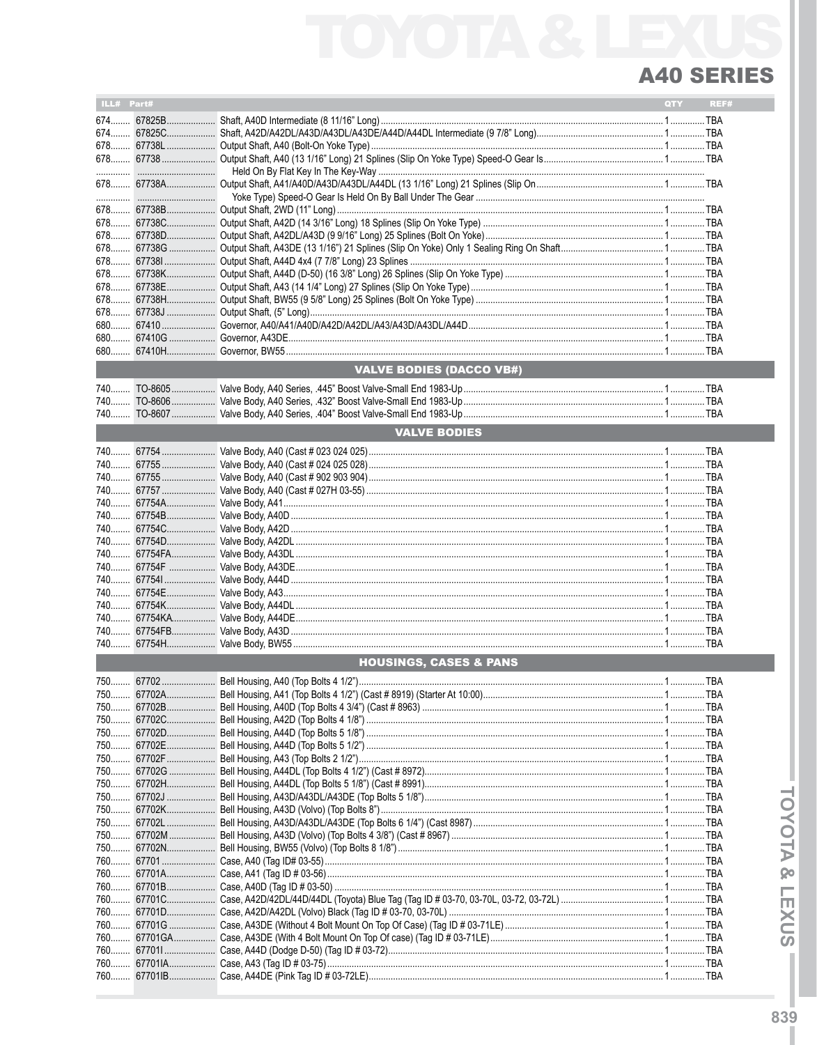# TOYOTA & LEXUS

## A40 SERIES

| ILL# | Part# | | QTY | REF# |
|---|---|---|---|---|
| 674 | 67825B | Shaft, A40D Intermediate (8 11/16" Long) | 1 | TBA |
| 674 | 67825C | Shaft, A42D/A42DL/A43D/A43DL/A43DE/A44D/A44DL Intermediate (9 7/8" Long) | 1 | TBA |
| 678 | 67738L | Output Shaft, A40 (Bolt-On Yoke Type) | 1 | TBA |
| 678 | 67738 | Output Shaft, A40 (13 1/16" Long) 21 Splines (Slip On Yoke Type) Speed-O Gear Is | 1 | TBA |
| | | Held On By Flat Key In The Key-Way | | |
| 678 | 67738A | Output Shaft, A41/A40D/A43D/A43DL/A44DL (13 1/16" Long) 21 Splines (Slip On | 1 | TBA |
| | | Yoke Type) Speed-O Gear Is Held On By Ball Under The Gear | | |
| 678 | 67738B | Output Shaft, 2WD (11" Long) | 1 | TBA |
| 678 | 67738C | Output Shaft, A42D (14 3/16" Long) 18 Splines (Slip On Yoke Type) | 1 | TBA |
| 678 | 67738D | Output Shaft, A42DL/A43D (9 9/16" Long) 25 Splines (Bolt On Yoke) | 1 | TBA |
| 678 | 67738G | Output Shaft, A43DE (13 1/16") 21 Splines (Slip On Yoke) Only 1 Sealing Ring On Shaft | 1 | TBA |
| 678 | 67738I | Output Shaft, A44D 4x4 (7 7/8" Long) 23 Splines | 1 | TBA |
| 678 | 67738K | Output Shaft, A44D (D-50) (16 3/8" Long) 26 Splines (Slip On Yoke Type) | 1 | TBA |
| 678 | 67738E | Output Shaft, A43 (14 1/4" Long) 27 Splines (Slip On Yoke Type) | 1 | TBA |
| 678 | 67738H | Output Shaft, BW55 (9 5/8" Long) 25 Splines (Bolt On Yoke Type) | 1 | TBA |
| 678 | 67738J | Output Shaft, (5" Long) | 1 | TBA |
| 680 | 67410 | Governor, A40/A41/A40D/A42D/A42DL/A43/A43D/A43DL/A44D | 1 | TBA |
| 680 | 67410G | Governor, A43DE | 1 | TBA |
| 680 | 67410H | Governor, BW55 | 1 | TBA |

### VALVE BODIES (DACCO VB#)

| ILL# | Part# | | QTY | REF# |
|---|---|---|---|---|
| 740 | TO-8605 | Valve Body, A40 Series, .445" Boost Valve-Small End 1983-Up | 1 | TBA |
| 740 | TO-8606 | Valve Body, A40 Series, .432" Boost Valve-Small End 1983-Up | 1 | TBA |
| 740 | TO-8607 | Valve Body, A40 Series, .404" Boost Valve-Small End 1983-Up | 1 | TBA |

### VALVE BODIES

| ILL# | Part# | | QTY | REF# |
|---|---|---|---|---|
| 740 | 67754 | Valve Body, A40 (Cast # 023 024 025) | 1 | TBA |
| 740 | 67755 | Valve Body, A40 (Cast # 024 025 028) | 1 | TBA |
| 740 | 67755 | Valve Body, A40 (Cast # 902 903 904) | 1 | TBA |
| 740 | 67757 | Valve Body, A40 (Cast # 027H 03-55) | 1 | TBA |
| 740 | 67754A | Valve Body, A41 | 1 | TBA |
| 740 | 67754B | Valve Body, A40D | 1 | TBA |
| 740 | 67754C | Valve Body, A42D | 1 | TBA |
| 740 | 67754D | Valve Body, A42DL | 1 | TBA |
| 740 | 67754FA | Valve Body, A43DL | 1 | TBA |
| 740 | 67754F | Valve Body, A43DE | 1 | TBA |
| 740 | 67754I | Valve Body, A44D | 1 | TBA |
| 740 | 67754E | Valve Body, A43 | 1 | TBA |
| 740 | 67754K | Valve Body, A44DL | 1 | TBA |
| 740 | 67754KA | Valve Body, A44DE | 1 | TBA |
| 740 | 67754FB | Valve Body, A43D | 1 | TBA |
| 740 | 67754H | Valve Body, BW55 | 1 | TBA |

### HOUSINGS, CASES & PANS

| ILL# | Part# | | QTY | REF# |
|---|---|---|---|---|
| 750 | 67702 | Bell Housing, A40 (Top Bolts 4 1/2") | 1 | TBA |
| 750 | 67702A | Bell Housing, A41 (Top Bolts 4 1/2") (Cast # 8919) (Starter At 10:00) | 1 | TBA |
| 750 | 67702B | Bell Housing, A40D (Top Bolts 4 3/4") (Cast # 8963) | 1 | TBA |
| 750 | 67702C | Bell Housing, A42D (Top Bolts 4 1/8") | 1 | TBA |
| 750 | 67702D | Bell Housing, A44D (Top Bolts 5 1/8") | 1 | TBA |
| 750 | 67702E | Bell Housing, A44D (Top Bolts 5 1/2") | 1 | TBA |
| 750 | 67702F | Bell Housing, A43 (Top Bolts 2 1/2") | 1 | TBA |
| 750 | 67702G | Bell Housing, A44DL (Top Bolts 4 1/2") (Cast # 8972) | 1 | TBA |
| 750 | 67702H | Bell Housing, A44DL (Top Bolts 5 1/8") (Cast # 8991) | 1 | TBA |
| 750 | 67702J | Bell Housing, A43D/A43DL/A43DE (Top Bolts 5 1/8") | 1 | TBA |
| 750 | 67702K | Bell Housing, A43D (Volvo) (Top Bolts 8") | 1 | TBA |
| 750 | 67702L | Bell Housing, A43D/A43DL/A43DE (Top Bolts 6 1/4") (Cast # 8987) | 1 | TBA |
| 750 | 67702M | Bell Housing, A43D (Volvo) (Top Bolts 4 3/8") (Cast # 8967) | 1 | TBA |
| 750 | 67702N | Bell Housing, BW55 (Volvo) (Top Bolts 8 1/8") | 1 | TBA |
| 760 | 67701 | Case, A40 (Tag ID# 03-55) | 1 | TBA |
| 760 | 67701A | Case, A41 (Tag ID # 03-56) | 1 | TBA |
| 760 | 67701B | Case, A40D (Tag ID # 03-50) | 1 | TBA |
| 760 | 67701C | Case, A42D/42DL/44D/44DL (Toyota) Blue Tag (Tag ID # 03-70, 03-70L, 03-72, 03-72L) | 1 | TBA |
| 760 | 67701D | Case, A42D/A42DL (Volvo) Black (Tag ID # 03-70, 03-70L) | 1 | TBA |
| 760 | 67701G | Case, A43DE (Without 4 Bolt Mount On Top Of Case) (Tag ID # 03-71LE) | 1 | TBA |
| 760 | 67701GA | Case, A43DE (With 4 Bolt Mount On Top Of case) (Tag ID # 03-71LE) | 1 | TBA |
| 760 | 67701I | Case, A44D (Dodge D-50) (Tag ID # 03-72) | 1 | TBA |
| 760 | 67701IA | Case, A43 (Tag ID # 03-75) | 1 | TBA |
| 760 | 67701IB | Case, A44DE (Pink Tag ID # 03-72LE) | 1 | TBA |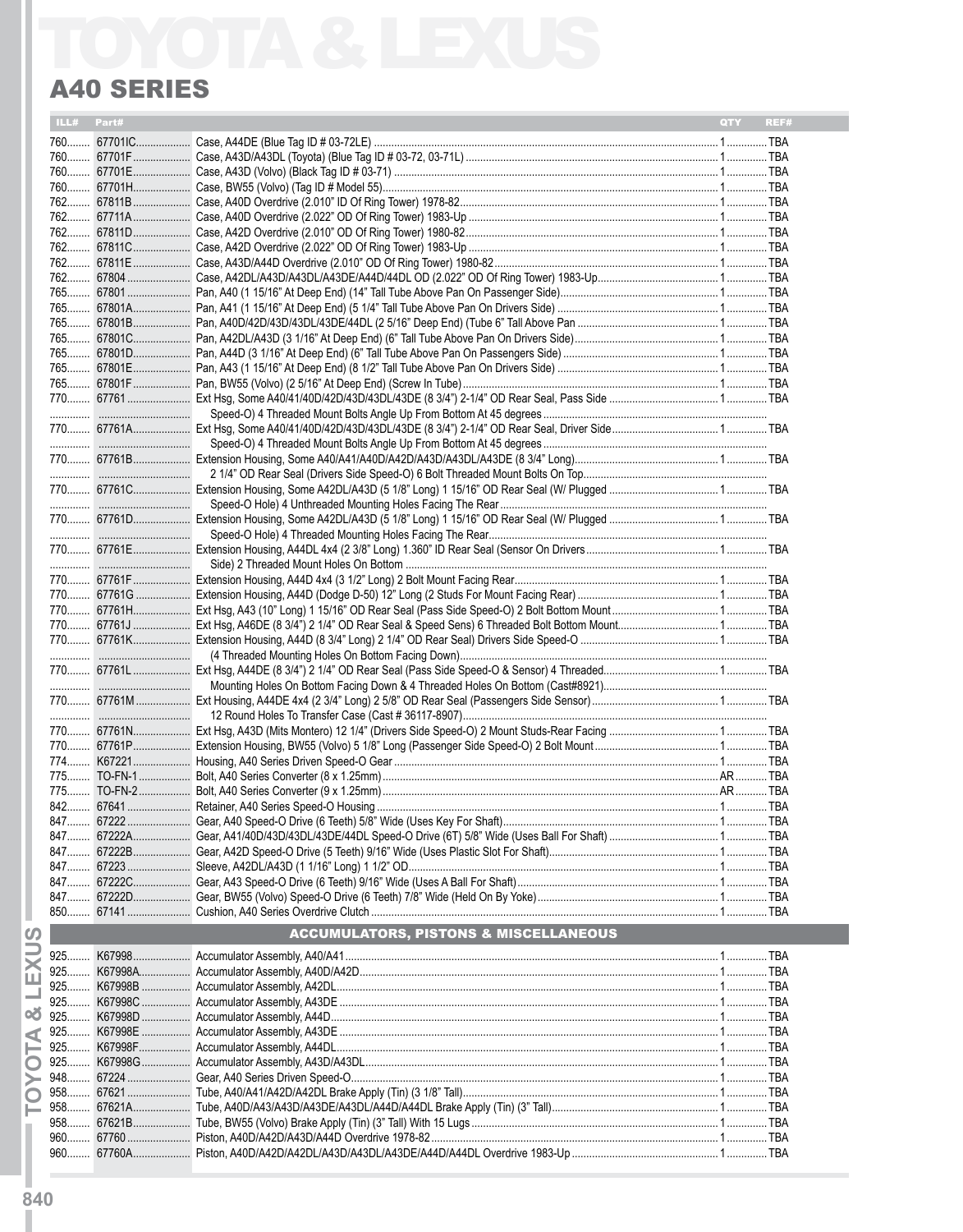# TOYOTA & LEXUS

## A40 SERIES

| ILL# | Part# | | QTY | REF# |
|---|---|---|---|---|
| 760 | 67701IC | Case, A44DE (Blue Tag ID # 03-72LE) | 1 | TBA |
| 760 | 67701F | Case, A43D/A43DL (Toyota) (Blue Tag ID # 03-72, 03-71L) | 1 | TBA |
| 760 | 67701E | Case, A43D (Volvo) (Black Tag ID # 03-71) | 1 | TBA |
| 760 | 67701H | Case, BW55 (Volvo) (Tag ID # Model 55) | 1 | TBA |
| 762 | 67811B | Case, A40D Overdrive (2.010" ID Of Ring Tower) 1978-82 | 1 | TBA |
| 762 | 67711A | Case, A40D Overdrive (2.022" OD Of Ring Tower) 1983-Up | 1 | TBA |
| 762 | 67811D | Case, A42D Overdrive (2.010" OD Of Ring Tower) 1980-82 | 1 | TBA |
| 762 | 67811C | Case, A42D Overdrive (2.022" OD Of Ring Tower) 1983-Up | 1 | TBA |
| 762 | 67811E | Case, A43D/A44D Overdrive (2.010" OD Of Ring Tower) 1980-82 | 1 | TBA |
| 762 | 67804 | Case, A42DL/A43D/A43DL/A43DE/A44D/44DL OD (2.022" OD Of Ring Tower) 1983-Up | 1 | TBA |
| 765 | 67801 | Pan, A40 (1 15/16" At Deep End) (14" Tall Tube Above Pan On Passenger Side) | 1 | TBA |
| 765 | 67801A | Pan, A41 (1 15/16" At Deep End) (5 1/4" Tall Tube Above Pan On Drivers Side) | 1 | TBA |
| 765 | 67801B | Pan, A40D/42D/43D/43DL/43DE/44DL (2 5/16" Deep End) (Tube 6" Tall Above Pan | 1 | TBA |
| 765 | 67801C | Pan, A42DL/A43D (3 1/16" At Deep End) (6" Tall Tube Above Pan On Drivers Side) | 1 | TBA |
| 765 | 67801D | Pan, A44D (3 1/16" At Deep End) (6" Tall Tube Above Pan On Passengers Side) | 1 | TBA |
| 765 | 67801E | Pan, A43 (1 15/16" At Deep End) (8 1/2" Tall Tube Above Pan On Drivers Side) | 1 | TBA |
| 765 | 67801F | Pan, BW55 (Volvo) (2 5/16" At Deep End) (Screw In Tube) | 1 | TBA |
| 770 | 67761 | Ext Hsg, Some A40/41/40D/42D/43D/43DL/43DE (8 3/4") 2-1/4" OD Rear Seal, Pass Side Speed-O) 4 Threaded Mount Bolts Angle Up From Bottom At 45 degrees | 1 | TBA |
| 770 | 67761A | Ext Hsg, Some A40/41/40D/42D/43D/43DL/43DE (8 3/4") 2-1/4" OD Rear Seal, Driver Side Speed-O) 4 Threaded Mount Bolts Angle Up From Bottom At 45 degrees | 1 | TBA |
| 770 | 67761B | Extension Housing, Some A40/A41/A40D/A42D/A43D/A43DL/A43DE (8 3/4" Long) 2 1/4" OD Rear Seal (Drivers Side Speed-O) 6 Bolt Threaded Mount Bolts On Top | 1 | TBA |
| 770 | 67761C | Extension Housing, Some A42DL/A43D (5 1/8" Long) 1 15/16" OD Rear Seal (W/ Plugged Speed-O Hole) 4 Unthreaded Mounting Holes Facing The Rear | 1 | TBA |
| 770 | 67761D | Extension Housing, Some A42DL/A43D (5 1/8" Long) 1 15/16" OD Rear Seal (W/ Plugged Speed-O Hole) 4 Threaded Mounting Holes Facing The Rear | 1 | TBA |
| 770 | 67761E | Extension Housing, A44DL 4x4 (2 3/8" Long) 1.360" ID Rear Seal (Sensor On Drivers Side) 2 Threaded Mount Holes On Bottom | 1 | TBA |
| 770 | 67761F | Extension Housing, A44D 4x4 (3 1/2" Long) 2 Bolt Mount Facing Rear | 1 | TBA |
| 770 | 67761G | Extension Housing, A44D (Dodge D-50) 12" Long (2 Studs For Mount Facing Rear) | 1 | TBA |
| 770 | 67761H | Ext Hsg, A43 (10" Long) 1 15/16" OD Rear Seal (Pass Side Speed-O) 2 Bolt Bottom Mount | 1 | TBA |
| 770 | 67761J | Ext Hsg, A46DE (8 3/4") 2 1/4" OD Rear Seal & Speed Sens) 6 Threaded Bolt Bottom Mount | 1 | TBA |
| 770 | 67761K | Extension Housing, A44D (8 3/4" Long) 2 1/4" OD Rear Seal) Drivers Side Speed-O (4 Threaded Mounting Holes On Bottom Facing Down) | 1 | TBA |
| 770 | 67761L | Ext Hsg, A44DE (8 3/4") 2 1/4" OD Rear Seal (Pass Side Speed-O & Sensor) 4 Threaded Mounting Holes On Bottom Facing Down & 4 Threaded Holes On Bottom (Cast#8921) | 1 | TBA |
| 770 | 67761M | Ext Housing, A44DE 4x4 (2 3/4" Long) 2 5/8" OD Rear Seal (Passengers Side Sensor) 12 Round Holes To Transfer Case (Cast # 36117-8907) | 1 | TBA |
| 770 | 67761N | Ext Hsg, A43D (Mits Montero) 12 1/4" (Drivers Side Speed-O) 2 Mount Studs-Rear Facing | 1 | TBA |
| 770 | 67761P | Extension Housing, BW55 (Volvo) 5 1/8" Long (Passenger Side Speed-O) 2 Bolt Mount | 1 | TBA |
| 774 | K67221 | Housing, A40 Series Driven Speed-O Gear | 1 | TBA |
| 775 | TO-FN-1 | Bolt, A40 Series Converter (8 x 1.25mm) | AR | TBA |
| 775 | TO-FN-2 | Bolt, A40 Series Converter (9 x 1.25mm) | AR | TBA |
| 842 | 67641 | Retainer, A40 Series Speed-O Housing | 1 | TBA |
| 847 | 67222 | Gear, A40 Speed-O Drive (6 Teeth) 5/8" Wide (Uses Key For Shaft) | 1 | TBA |
| 847 | 67222A | Gear, A41/40D/43D/43DL/43DE/44DL Speed-O Drive (6T) 5/8" Wide (Uses Ball For Shaft) | 1 | TBA |
| 847 | 67222B | Gear, A42D Speed-O Drive (5 Teeth) 9/16" Wide (Uses Plastic Slot For Shaft) | 1 | TBA |
| 847 | 67223 | Sleeve, A42DL/A43D (1 1/16" Long) 1 1/2" OD | 1 | TBA |
| 847 | 67222C | Gear, A43 Speed-O Drive (6 Teeth) 9/16" Wide (Uses A Ball For Shaft) | 1 | TBA |
| 847 | 67222D | Gear, BW55 (Volvo) Speed-O Drive (6 Teeth) 7/8" Wide (Held On By Yoke) | 1 | TBA |
| 850 | 67141 | Cushion, A40 Series Overdrive Clutch | 1 | TBA |

### ACCUMULATORS, PISTONS & MISCELLANEOUS

| ILL# | Part# | | QTY | REF# |
|---|---|---|---|---|
| 925 | K67998 | Accumulator Assembly, A40/A41 | 1 | TBA |
| 925 | K67998A | Accumulator Assembly, A40D/A42D | 1 | TBA |
| 925 | K67998B | Accumulator Assembly, A42DL | 1 | TBA |
| 925 | K67998C | Accumulator Assembly, A43DE | 1 | TBA |
| 925 | K67998D | Accumulator Assembly, A44D | 1 | TBA |
| 925 | K67998E | Accumulator Assembly, A43DE | 1 | TBA |
| 925 | K67998F | Accumulator Assembly, A44DL | 1 | TBA |
| 925 | K67998G | Accumulator Assembly, A43D/A43DL | 1 | TBA |
| 948 | 67224 | Gear, A40 Series Driven Speed-O | 1 | TBA |
| 958 | 67621 | Tube, A40/A41/A42D/A42DL Brake Apply (Tin) (3 1/8" Tall) | 1 | TBA |
| 958 | 67621A | Tube, A40D/A43/A43D/A43DE/A43DL/A44D/A44DL Brake Apply (Tin) (3" Tall) | 1 | TBA |
| 958 | 67621B | Tube, BW55 (Volvo) Brake Apply (Tin) (3" Tall) With 15 Lugs | 1 | TBA |
| 960 | 67760 | Piston, A40D/A42D/A43D/A44D Overdrive 1978-82 | 1 | TBA |
| 960 | 67760A | Piston, A40D/A42D/A42DL/A43D/A43DL/A43DE/A44D/A44DL Overdrive 1983-Up | 1 | TBA |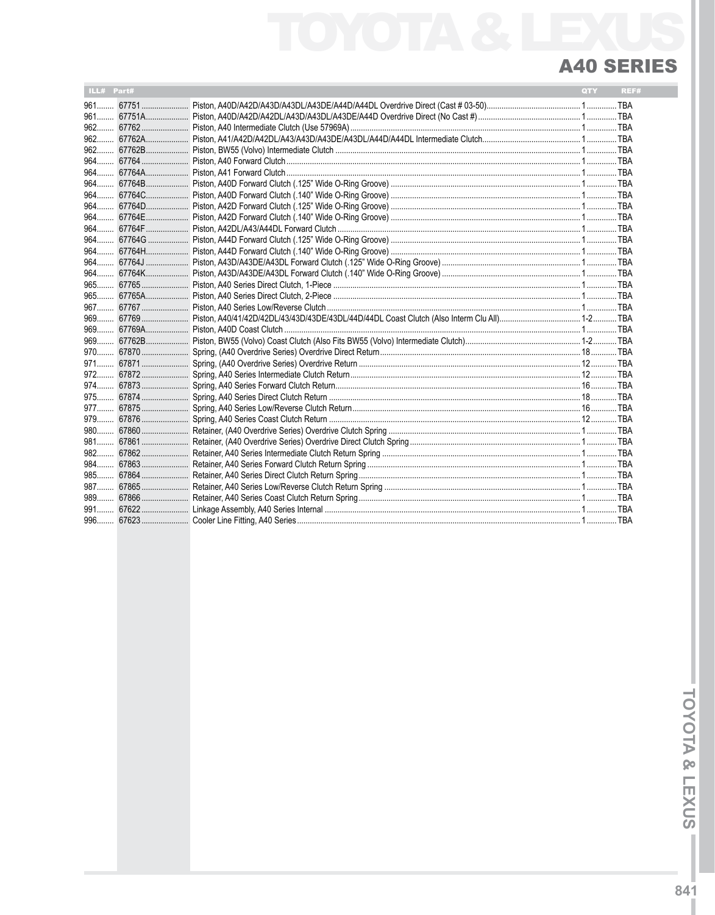# TOYOTA & LEXUS

## A40 SERIES

| ILL# | Part# | Description | QTY | REF# |
|---|---|---|---|---|
| 961 | 67751 | Piston, A40D/A42D/A43D/A43DL/A43DE/A44D/A44DL Overdrive Direct (Cast # 03-50) | 1 | TBA |
| 961 | 67751A | Piston, A40D/A42D/A42DL/A43D/A43DL/A43DE/A44D Overdrive Direct (No Cast #) | 1 | TBA |
| 962 | 67762 | Piston, A40 Intermediate Clutch (Use 57969A) | 1 | TBA |
| 962 | 67762A | Piston, A41/A42D/A42DL/A43/A43D/A43DE/A43DL/A44D/A44DL Intermediate Clutch | 1 | TBA |
| 962 | 67762B | Piston, BW55 (Volvo) Intermediate Clutch | 1 | TBA |
| 964 | 67764 | Piston, A40 Forward Clutch | 1 | TBA |
| 964 | 67764A | Piston, A41 Forward Clutch | 1 | TBA |
| 964 | 67764B | Piston, A40D Forward Clutch (.125" Wide O-Ring Groove) | 1 | TBA |
| 964 | 67764C | Piston, A40D Forward Clutch (.140" Wide O-Ring Groove) | 1 | TBA |
| 964 | 67764D | Piston, A42D Forward Clutch (.125" Wide O-Ring Groove) | 1 | TBA |
| 964 | 67764E | Piston, A42D Forward Clutch (.140" Wide O-Ring Groove) | 1 | TBA |
| 964 | 67764F | Piston, A42DL/A43/A44DL Forward Clutch | 1 | TBA |
| 964 | 67764G | Piston, A44D Forward Clutch (.125" Wide O-Ring Groove) | 1 | TBA |
| 964 | 67764H | Piston, A44D Forward Clutch (.140" Wide O-Ring Groove) | 1 | TBA |
| 964 | 67764J | Piston, A43D/A43DE/A43DL Forward Clutch (.125" Wide O-Ring Groove) | 1 | TBA |
| 964 | 67764K | Piston, A43D/A43DE/A43DL Forward Clutch (.140" Wide O-Ring Groove) | 1 | TBA |
| 965 | 67765 | Piston, A40 Series Direct Clutch, 1-Piece | 1 | TBA |
| 965 | 67765A | Piston, A40 Series Direct Clutch, 2-Piece | 1 | TBA |
| 967 | 67767 | Piston, A40 Series Low/Reverse Clutch | 1 | TBA |
| 969 | 67769 | Piston, A40/41/42D/42DL/43/43D/43DE/43DL/44D/44DL Coast Clutch (Also Interm Clu All) | 1-2 | TBA |
| 969 | 67769A | Piston, A40D Coast Clutch | 1 | TBA |
| 969 | 67762B | Piston, BW55 (Volvo) Coast Clutch (Also Fits BW55 (Volvo) Intermediate Clutch) | 1-2 | TBA |
| 970 | 67870 | Spring, (A40 Overdrive Series) Overdrive Direct Return | 18 | TBA |
| 971 | 67871 | Spring, (A40 Overdrive Series) Overdrive Return | 12 | TBA |
| 972 | 67872 | Spring, A40 Series Intermediate Clutch Return | 12 | TBA |
| 974 | 67873 | Spring, A40 Series Forward Clutch Return | 16 | TBA |
| 975 | 67874 | Spring, A40 Series Direct Clutch Return | 18 | TBA |
| 977 | 67875 | Spring, A40 Series Low/Reverse Clutch Return | 16 | TBA |
| 979 | 67876 | Spring, A40 Series Coast Clutch Return | 12 | TBA |
| 980 | 67860 | Retainer, (A40 Overdrive Series) Overdrive Clutch Spring | 1 | TBA |
| 981 | 67861 | Retainer, (A40 Overdrive Series) Overdrive Direct Clutch Spring | 1 | TBA |
| 982 | 67862 | Retainer, A40 Series Intermediate Clutch Return Spring | 1 | TBA |
| 984 | 67863 | Retainer, A40 Series Forward Clutch Return Spring | 1 | TBA |
| 985 | 67864 | Retainer, A40 Series Direct Clutch Return Spring | 1 | TBA |
| 987 | 67865 | Retainer, A40 Series Low/Reverse Clutch Return Spring | 1 | TBA |
| 989 | 67866 | Retainer, A40 Series Coast Clutch Return Spring | 1 | TBA |
| 991 | 67622 | Linkage Assembly, A40 Series Internal | 1 | TBA |
| 996 | 67623 | Cooler Line Fitting, A40 Series | 1 | TBA |